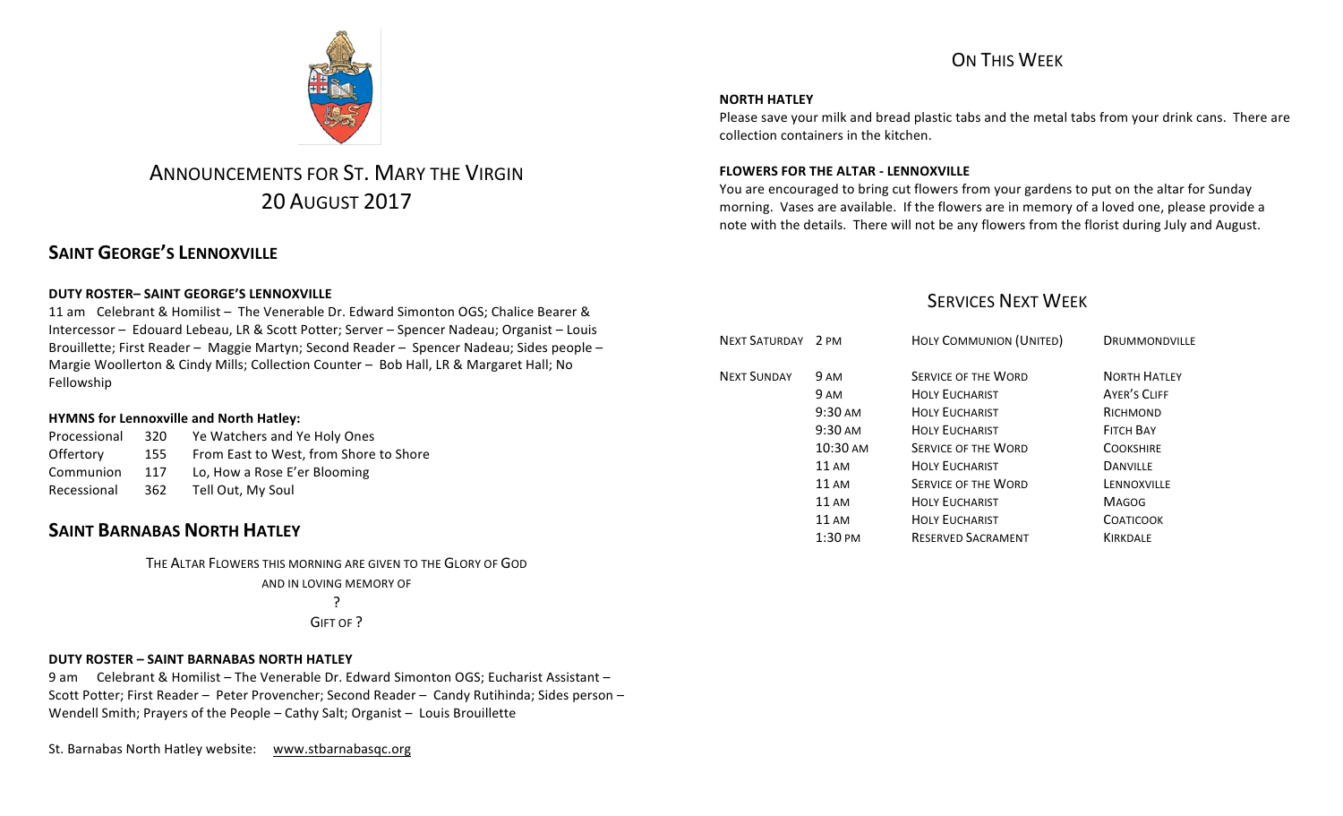# Announcements for St. Mary the Virgin
## 20 August 2017

## Saint George's Lennoxville

**DUTY ROSTER– SAINT GEORGE'S LENNOXVILLE**

11 am Celebrant & Homilist – The Venerable Dr. Edward Simonton OGS; Chalice Bearer & Intercessor – Edouard Lebeau, LR & Scott Potter; Server – Spencer Nadeau; Organist – Louis Brouillette; First Reader – Maggie Martyn; Second Reader – Spencer Nadeau; Sides people – Margie Woollerton & Cindy Mills; Collection Counter – Bob Hall, LR & Margaret Hall; No Fellowship

**HYMNS for Lennoxville and North Hatley:**

| | | |
|---|---|---|
| Processional | 320 | Ye Watchers and Ye Holy Ones |
| Offertory | 155 | From East to West, from Shore to Shore |
| Communion | 117 | Lo, How a Rose E'er Blooming |
| Recessional | 362 | Tell Out, My Soul |

## Saint Barnabas North Hatley

THE ALTAR FLOWERS THIS MORNING ARE GIVEN TO THE GLORY OF GOD
AND IN LOVING MEMORY OF
?
GIFT OF ?

**DUTY ROSTER – SAINT BARNABAS NORTH HATLEY**

9 am Celebrant & Homilist – The Venerable Dr. Edward Simonton OGS; Eucharist Assistant – Scott Potter; First Reader – Peter Provencher; Second Reader – Candy Rutihinda; Sides person – Wendell Smith; Prayers of the People – Cathy Salt; Organist – Louis Brouillette

St. Barnabas North Hatley website: www.stbarnabasqc.org

## On This Week

**NORTH HATLEY**

Please save your milk and bread plastic tabs and the metal tabs from your drink cans. There are collection containers in the kitchen.

**FLOWERS FOR THE ALTAR - LENNOXVILLE**

You are encouraged to bring cut flowers from your gardens to put on the altar for Sunday morning. Vases are available. If the flowers are in memory of a loved one, please provide a note with the details. There will not be any flowers from the florist during July and August.

## Services Next Week

| | | | |
|---|---|---|---|
| Next Saturday | 2 PM | Holy Communion (United) | Drummondville |
| Next Sunday | 9 AM | Service of the Word | North Hatley |
| | 9 AM | Holy Eucharist | Ayer's Cliff |
| | 9:30 AM | Holy Eucharist | Richmond |
| | 9:30 AM | Holy Eucharist | Fitch Bay |
| | 10:30 AM | Service of the Word | Cookshire |
| | 11 AM | Holy Eucharist | Danville |
| | 11 AM | Service of the Word | Lennoxville |
| | 11 AM | Holy Eucharist | Magog |
| | 11 AM | Holy Eucharist | Coaticook |
| | 1:30 PM | Reserved Sacrament | Kirkdale |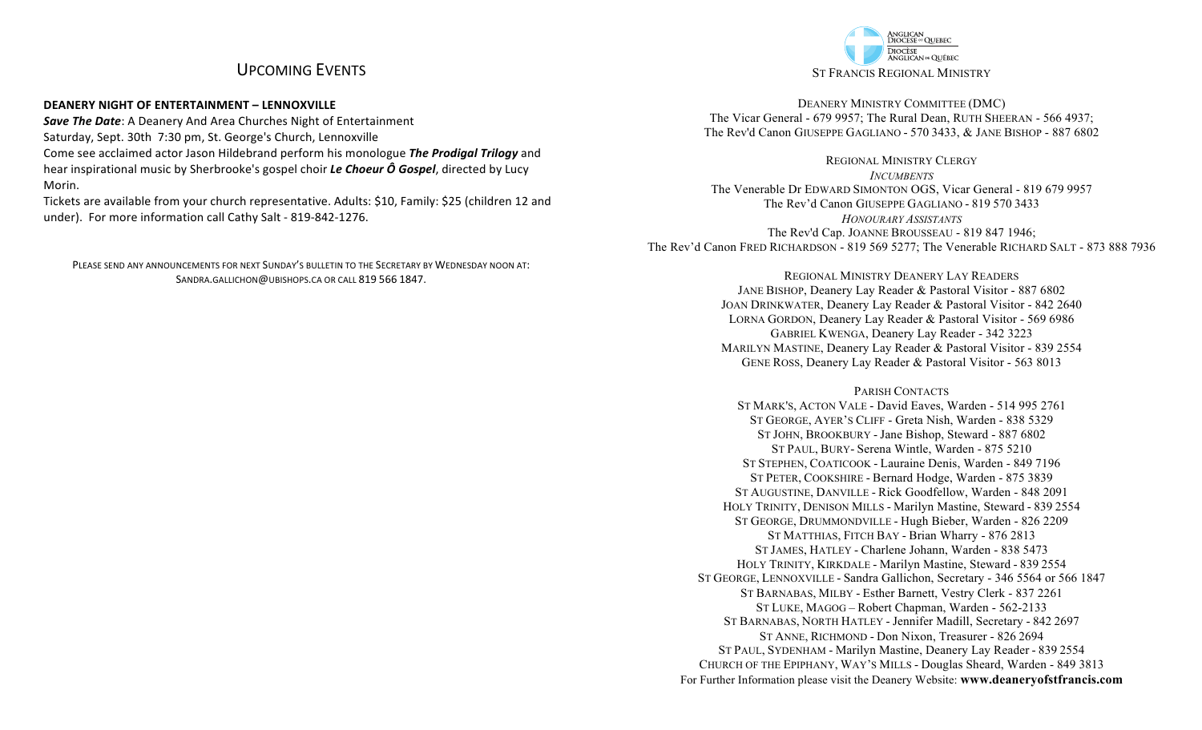## Upcoming Events

**DEANERY NIGHT OF ENTERTAINMENT – LENNOXVILLE**

***Save The Date***: A Deanery And Area Churches Night of Entertainment
Saturday, Sept. 30th 7:30 pm, St. George's Church, Lennoxville
Come see acclaimed actor Jason Hildebrand perform his monologue ***The Prodigal Trilogy*** and hear inspirational music by Sherbrooke's gospel choir ***Le Choeur Ô Gospel***, directed by Lucy Morin.
Tickets are available from your church representative. Adults: $10, Family: $25 (children 12 and under). For more information call Cathy Salt - 819-842-1276.

PLEASE SEND ANY ANNOUNCEMENTS FOR NEXT SUNDAY'S BULLETIN TO THE SECRETARY BY WEDNESDAY NOON AT: SANDRA.GALLICHON@UBISHOPS.CA OR CALL 819 566 1847.

Anglican Diocese of Quebec
Diocèse Anglican du Québec

ST FRANCIS REGIONAL MINISTRY

DEANERY MINISTRY COMMITTEE (DMC)
The Vicar General - 679 9957; The Rural Dean, RUTH SHEERAN - 566 4937;
The Rev'd Canon GIUSEPPE GAGLIANO - 570 3433, & JANE BISHOP - 887 6802

REGIONAL MINISTRY CLERGY

*INCUMBENTS*
The Venerable Dr EDWARD SIMONTON OGS, Vicar General - 819 679 9957
The Rev'd Canon GIUSEPPE GAGLIANO - 819 570 3433

*HONOURARY ASSISTANTS*
The Rev'd Cap. JOANNE BROUSSEAU - 819 847 1946;
The Rev'd Canon FRED RICHARDSON - 819 569 5277; The Venerable RICHARD SALT - 873 888 7936

REGIONAL MINISTRY DEANERY LAY READERS
JANE BISHOP, Deanery Lay Reader & Pastoral Visitor - 887 6802
JOAN DRINKWATER, Deanery Lay Reader & Pastoral Visitor - 842 2640
LORNA GORDON, Deanery Lay Reader & Pastoral Visitor - 569 6986
GABRIEL KWENGA, Deanery Lay Reader - 342 3223
MARILYN MASTINE, Deanery Lay Reader & Pastoral Visitor - 839 2554
GENE ROSS, Deanery Lay Reader & Pastoral Visitor - 563 8013

PARISH CONTACTS
ST MARK'S, ACTON VALE - David Eaves, Warden - 514 995 2761
ST GEORGE, AYER'S CLIFF - Greta Nish, Warden - 838 5329
ST JOHN, BROOKBURY - Jane Bishop, Steward - 887 6802
ST PAUL, BURY- Serena Wintle, Warden - 875 5210
ST STEPHEN, COATICOOK - Lauraine Denis, Warden - 849 7196
ST PETER, COOKSHIRE - Bernard Hodge, Warden - 875 3839
ST AUGUSTINE, DANVILLE - Rick Goodfellow, Warden - 848 2091
HOLY TRINITY, DENISON MILLS - Marilyn Mastine, Steward - 839 2554
ST GEORGE, DRUMMONDVILLE - Hugh Bieber, Warden - 826 2209
ST MATTHIAS, FITCH BAY - Brian Wharry - 876 2813
ST JAMES, HATLEY - Charlene Johann, Warden - 838 5473
HOLY TRINITY, KIRKDALE - Marilyn Mastine, Steward - 839 2554
ST GEORGE, LENNOXVILLE - Sandra Gallichon, Secretary - 346 5564 or 566 1847
ST BARNABAS, MILBY - Esther Barnett, Vestry Clerk - 837 2261
ST LUKE, MAGOG – Robert Chapman, Warden - 562-2133
ST BARNABAS, NORTH HATLEY - Jennifer Madill, Secretary - 842 2697
ST ANNE, RICHMOND - Don Nixon, Treasurer - 826 2694
ST PAUL, SYDENHAM - Marilyn Mastine, Deanery Lay Reader - 839 2554
CHURCH OF THE EPIPHANY, WAY'S MILLS - Douglas Sheard, Warden - 849 3813

For Further Information please visit the Deanery Website: **www.deaneryofstfrancis.com**